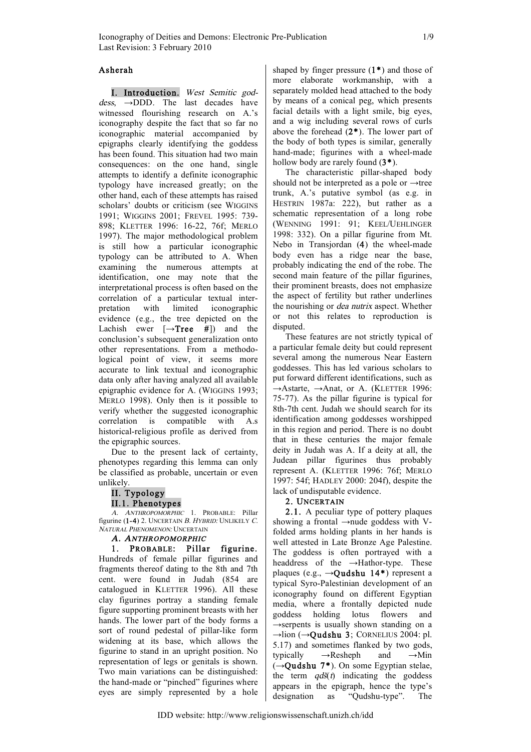# Asherah

**I. Introduction.** *West Semitic goddess*, →DDD. The last decades have witnessed flourishing research on A.'s iconography despite the fact that so far no iconographic material accompanied by epigraphs clearly identifying the goddess has been found. This situation had two main consequences: on the one hand, single attempts to identify a definite iconographic typology have increased greatly; on the other hand, each of these attempts has raised scholars' doubts or criticism (see WIGGINS 1991; WIGGINS 2001; FREVEL 1995: 739-898; KLETTER 1996: 16-22, 76f; MERLO 1997). The major methodological problem is still how a particular iconographic typology can be attributed to A. When examining the numerous attempts at identification, one may note that the interpretational process is often based on the correlation of a particular textual interpretation with limited iconographic evidence (e.g., the tree depicted on the Lachish ewer [→**Tree #**]) and the conclusion's subsequent generalization onto other representations. From a methodological point of view, it seems more accurate to link textual and iconographic data only after having analyzed all available epigraphic evidence for A. (WIGGINS 1993; MERLO 1998). Only then is it possible to verify whether the suggested iconographic correlation is compatible with A.s historical-religious profile as derived from the epigraphic sources.

Due to the present lack of certainty, phenotypes regarding this lemma can only be classified as probable, uncertain or even unlikely.

## II. Typology

### II.1. Phenotypes

*A. ANTHROPOMORPHIC* 1. PROBABLE: Pillar figurine (**1-4**) 2. UNCERTAIN *B. HYBRID:* UNLIKELY *C. NATURAL PHENOMENON:* UNCERTAIN

#### *A. ANTHROPOMORPHIC*

**1. PROBABLE: Pillar figurine.** Hundreds of female pillar figurines and fragments thereof dating to the 8th and 7th cent. were found in Judah (854 are catalogued in KLETTER 1996). All these clay figurines portray a standing female figure supporting prominent breasts with her hands. The lower part of the body forms a sort of round pedestal of pillar-like form widening at its base, which allows the figurine to stand in an upright position. No representation of legs or genitals is shown. Two main variations can be distinguished: the hand-made or "pinched" figurines where eyes are simply represented by a hole shaped by finger pressure (**1\***) and those of more elaborate workmanship, with a separately molded head attached to the body by means of a conical peg, which presents facial details with a light smile, big eyes, and a wig including several rows of curls above the forehead (**2\***). The lower part of the body of both types is similar, generally hand-made; figurines with a wheel-made hollow body are rarely found (**3\***).

The characteristic pillar-shaped body should not be interpreted as a pole or →tree trunk, A.'s putative symbol (as e.g. in HESTRIN 1987a: 222), but rather as a schematic representation of a long robe (WENNING 1991: 91; KEEL/UEHLINGER 1998: 332). On a pillar figurine from Mt. Nebo in Transjordan (**4**) the wheel-made body even has a ridge near the base, probably indicating the end of the robe. The second main feature of the pillar figurines, their prominent breasts, does not emphasize the aspect of fertility but rather underlines the nourishing or *dea nutrix* aspect. Whether or not this relates to reproduction is disputed.

These features are not strictly typical of a particular female deity but could represent several among the numerous Near Eastern goddesses. This has led various scholars to put forward different identifications, such as →Astarte, →Anat, or A. (KLETTER 1996: 75-77). As the pillar figurine is typical for 8th-7th cent. Judah we should search for its identification among goddesses worshipped in this region and period. There is no doubt that in these centuries the major female deity in Judah was A. If a deity at all, the Judean pillar figurines thus probably represent A. (KLETTER 1996: 76f; MERLO 1997: 54f; HADLEY 2000: 204f), despite the lack of undisputable evidence.

**2. UNCERTAIN**

**2.1.** A peculiar type of pottery plaques showing a frontal →nude goddess with V-folded arms holding plants in her hands is well attested in Late Bronze Age Palestine. The goddess is often portrayed with a headdress of the →Hathor-type. These plaques (e.g., →**Qudshu 14\***) represent a typical Syro-Palestinian development of an iconography found on different Egyptian media, where a frontally depicted nude goddess holding lotus flowers and →serpents is usually shown standing on a →lion (→**Qudshu 3**; CORNELIUS 2004: pl. 5.17) and sometimes flanked by two gods, typically →Resheph and →Min (→**Qudshu 7\***). On some Egyptian stelae, the term *qdš*(*t*) indicating the goddess appears in the epigraph, hence the type's designation as "Qudshu-type". The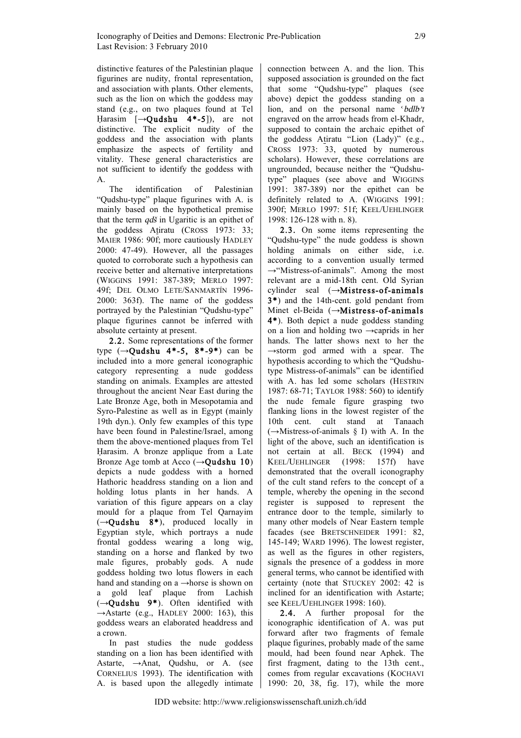distinctive features of the Palestinian plaque figurines are nudity, frontal representation, and association with plants. Other elements, such as the lion on which the goddess may stand (e.g., on two plaques found at Tel Ḥarasim [→**Qudshu 4*-5**]), are not distinctive. The explicit nudity of the goddess and the association with plants emphasize the aspects of fertility and vitality. These general characteristics are not sufficient to identify the goddess with A.

The identification of Palestinian "Qudshu-type" plaque figurines with A. is mainly based on the hypothetical premise that the term *qdš* in Ugaritic is an epithet of the goddess Aṯiratu (CROSS 1973: 33; MAIER 1986: 90f; more cautiously HADLEY 2000: 47-49). However, all the passages quoted to corroborate such a hypothesis can receive better and alternative interpretations (WIGGINS 1991: 387-389; MERLO 1997: 49f; DEL OLMO LETE/SANMARTÍN 1996-2000: 363f). The name of the goddess portrayed by the Palestinian "Qudshu-type" plaque figurines cannot be inferred with absolute certainty at present.

**2.2.** Some representations of the former type (→**Qudshu 4*-5, 8*-9***) can be included into a more general iconographic category representing a nude goddess standing on animals. Examples are attested throughout the ancient Near East during the Late Bronze Age, both in Mesopotamia and Syro-Palestine as well as in Egypt (mainly 19th dyn.). Only few examples of this type have been found in Palestine/Israel, among them the above-mentioned plaques from Tel Ḥarasim. A bronze applique from a Late Bronze Age tomb at Acco (→**Qudshu 10**) depicts a nude goddess with a horned Hathoric headdress standing on a lion and holding lotus plants in her hands. A variation of this figure appears on a clay mould for a plaque from Tel Qarnayim (→**Qudshu 8***), produced locally in Egyptian style, which portrays a nude frontal goddess wearing a long wig, standing on a horse and flanked by two male figures, probably gods. A nude goddess holding two lotus flowers in each hand and standing on a →horse is shown on a gold leaf plaque from Lachish (→**Qudshu 9***). Often identified with →Astarte (e.g., HADLEY 2000: 163), this goddess wears an elaborated headdress and a crown.

In past studies the nude goddess standing on a lion has been identified with Astarte, →Anat, Qudshu, or A. (see CORNELIUS 1993). The identification with A. is based upon the allegedly intimate connection between A. and the lion. This supposed association is grounded on the fact that some "Qudshu-type" plaques (see above) depict the goddess standing on a lion, and on the personal name *ʿbdlbʾt* engraved on the arrow heads from el-Khadr, supposed to contain the archaic epithet of the goddess Aṯiratu "Lion (Lady)" (e.g., CROSS 1973: 33, quoted by numerous scholars). However, these correlations are ungrounded, because neither the "Qudshu-type" plaques (see above and WIGGINS 1991: 387-389) nor the epithet can be definitely related to A. (WIGGINS 1991: 390f; MERLO 1997: 51f; KEEL/UEHLINGER 1998: 126-128 with n. 8).

**2.3.** On some items representing the "Qudshu-type" the nude goddess is shown holding animals on either side, i.e. according to a convention usually termed →"Mistress-of-animals". Among the most relevant are a mid-18th cent. Old Syrian cylinder seal (→**Mistress-of-animals 3***) and the 14th-cent. gold pendant from Minet el-Beida (→**Mistress-of-animals 4***). Both depict a nude goddess standing on a lion and holding two →caprids in her hands. The latter shows next to her the →storm god armed with a spear. The hypothesis according to which the "Qudshu-type Mistress-of-animals" can be identified with A. has led some scholars (HESTRIN 1987: 68-71; TAYLOR 1988: 560) to identify the nude female figure grasping two flanking lions in the lowest register of the 10th cent. cult stand at Tanaach (→Mistress-of-animals § I) with A. In the light of the above, such an identification is not certain at all. BECK (1994) and KEEL/UEHLINGER (1998: 157f) have demonstrated that the overall iconography of the cult stand refers to the concept of a temple, whereby the opening in the second register is supposed to represent the entrance door to the temple, similarly to many other models of Near Eastern temple facades (see BRETSCHNEIDER 1991: 82, 145-149; WARD 1996). The lowest register, as well as the figures in other registers, signals the presence of a goddess in more general terms, who cannot be identified with certainty (note that STUCKEY 2002: 42 is inclined for an identification with Astarte; see KEEL/UEHLINGER 1998: 160).

**2.4.** A further proposal for the iconographic identification of A. was put forward after two fragments of female plaque figurines, probably made of the same mould, had been found near Aphek. The first fragment, dating to the 13th cent., comes from regular excavations (KOCHAVI 1990: 20, 38, fig. 17), while the more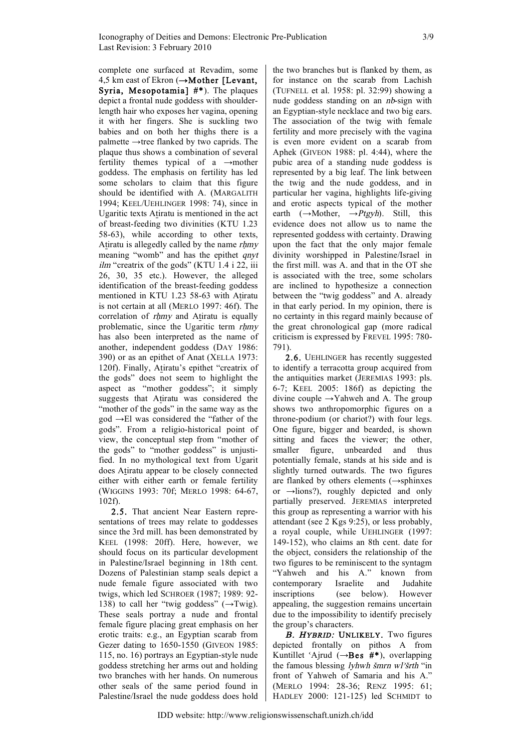complete one surfaced at Revadim, some 4,5 km east of Ekron (→**Mother [Levant, Syria, Mesopotamia] #\***). The plaques depict a frontal nude goddess with shoulder-length hair who exposes her vagina, opening it with her fingers. She is suckling two babies and on both her thighs there is a palmette →tree flanked by two caprids. The plaque thus shows a combination of several fertility themes typical of a →mother goddess. The emphasis on fertility has led some scholars to claim that this figure should be identified with A. (MARGALITH 1994; KEEL/UEHLINGER 1998: 74), since in Ugaritic texts Aṯiratu is mentioned in the act of breast-feeding two divinities (KTU 1.23 58-63), while according to other texts, Aṯiratu is allegedly called by the name *rḥmy* meaning "womb" and has the epithet *qnyt ilm* "creatrix of the gods" (KTU 1.4 i 22, iii 26, 30, 35 etc.). However, the alleged identification of the breast-feeding goddess mentioned in KTU 1.23 58-63 with Aṯiratu is not certain at all (MERLO 1997: 46f). The correlation of *rḥmy* and Aṯiratu is equally problematic, since the Ugaritic term *rḥmy* has also been interpreted as the name of another, independent goddess (DAY 1986: 390) or as an epithet of Anat (XELLA 1973: 120f). Finally, Aṯiratu's epithet "creatrix of the gods" does not seem to highlight the aspect as "mother goddess"; it simply suggests that Aṯiratu was considered the "mother of the gods" in the same way as the god →El was considered the "father of the gods". From a religio-historical point of view, the conceptual step from "mother of the gods" to "mother goddess" is unjustified. In no mythological text from Ugarit does Aṯiratu appear to be closely connected either with either earth or female fertility (WIGGINS 1993: 70f; MERLO 1998: 64-67, 102f).

**2.5.** That ancient Near Eastern representations of trees may relate to goddesses since the 3rd mill. has been demonstrated by KEEL (1998: 20ff). Here, however, we should focus on its particular development in Palestine/Israel beginning in 18th cent. Dozens of Palestinian stamp seals depict a nude female figure associated with two twigs, which led SCHROER (1987; 1989: 92-138) to call her "twig goddess" (→Twig). These seals portray a nude and frontal female figure placing great emphasis on her erotic traits: e.g., an Egyptian scarab from Gezer dating to 1650-1550 (GIVEON 1985: 115, no. 16) portrays an Egyptian-style nude goddess stretching her arms out and holding two branches with her hands. On numerous other seals of the same period found in Palestine/Israel the nude goddess does hold the two branches but is flanked by them, as for instance on the scarab from Lachish (TUFNELL et al. 1958: pl. 32:99) showing a nude goddess standing on an *nb*-sign with an Egyptian-style necklace and two big ears. The association of the twig with female fertility and more precisely with the vagina is even more evident on a scarab from Aphek (GIVEON 1988: pl. 4:44), where the pubic area of a standing nude goddess is represented by a big leaf. The link between the twig and the nude goddess, and in particular her vagina, highlights life-giving and erotic aspects typical of the mother earth (→Mother, →*Ptgyh*). Still, this evidence does not allow us to name the represented goddess with certainty. Drawing upon the fact that the only major female divinity worshipped in Palestine/Israel in the first mill. was A. and that in the OT she is associated with the tree, some scholars are inclined to hypothesize a connection between the "twig goddess" and A. already in that early period. In my opinion, there is no certainty in this regard mainly because of the great chronological gap (more radical criticism is expressed by FREVEL 1995: 780-791).

**2.6.** UEHLINGER has recently suggested to identify a terracotta group acquired from the antiquities market (JEREMIAS 1993: pls. 6-7; KEEL 2005: 186f) as depicting the divine couple →Yahweh and A. The group shows two anthropomorphic figures on a throne-podium (or chariot?) with four legs. One figure, bigger and bearded, is shown sitting and faces the viewer; the other, smaller figure, unbearded and thus potentially female, stands at his side and is slightly turned outwards. The two figures are flanked by others elements (→sphinxes or →lions?), roughly depicted and only partially preserved. JEREMIAS interpreted this group as representing a warrior with his attendant (see 2 Kgs 9:25), or less probably, a royal couple, while UEHLINGER (1997: 149-152), who claims an 8th cent. date for the object, considers the relationship of the two figures to be reminiscent to the syntagm "Yahweh and his A." known from contemporary Israelite and Judahite inscriptions (see below). However appealing, the suggestion remains uncertain due to the impossibility to identify precisely the group's characters.

***B. HYBRID:* UNLIKELY.** Two figures depicted frontally on pithos A from Kuntillet ʿAjrud (→**Bes #\***), overlapping the famous blessing *lyhwh šmrn wlʾšrth* "in front of Yahweh of Samaria and his A." (MERLO 1994: 28-36; RENZ 1995: 61; HADLEY 2000: 121-125) led SCHMIDT to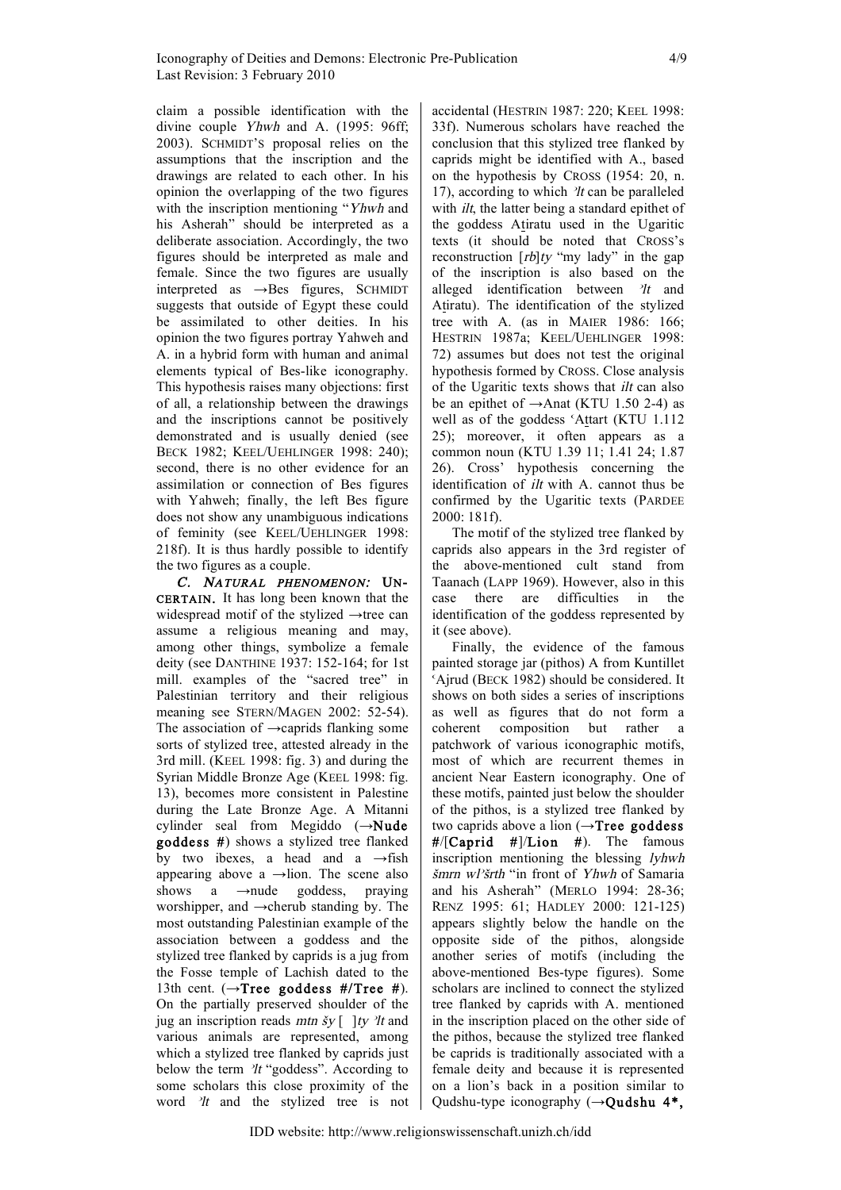claim a possible identification with the divine couple *Yhwh* and A. (1995: 96ff; 2003). SCHMIDT'S proposal relies on the assumptions that the inscription and the drawings are related to each other. In his opinion the overlapping of the two figures with the inscription mentioning "*Yhwh* and his Asherah" should be interpreted as a deliberate association. Accordingly, the two figures should be interpreted as male and female. Since the two figures are usually interpreted as →Bes figures, SCHMIDT suggests that outside of Egypt these could be assimilated to other deities. In his opinion the two figures portray Yahweh and A. in a hybrid form with human and animal elements typical of Bes-like iconography. This hypothesis raises many objections: first of all, a relationship between the drawings and the inscriptions cannot be positively demonstrated and is usually denied (see BECK 1982; KEEL/UEHLINGER 1998: 240); second, there is no other evidence for an assimilation or connection of Bes figures with Yahweh; finally, the left Bes figure does not show any unambiguous indications of feminity (see KEEL/UEHLINGER 1998: 218f). It is thus hardly possible to identify the two figures as a couple.

***C. NATURAL PHENOMENON:* UNCERTAIN.** It has long been known that the widespread motif of the stylized →tree can assume a religious meaning and may, among other things, symbolize a female deity (see DANTHINE 1937: 152-164; for 1st mill. examples of the "sacred tree" in Palestinian territory and their religious meaning see STERN/MAGEN 2002: 52-54). The association of →caprids flanking some sorts of stylized tree, attested already in the 3rd mill. (KEEL 1998: fig. 3) and during the Syrian Middle Bronze Age (KEEL 1998: fig. 13), becomes more consistent in Palestine during the Late Bronze Age. A Mitanni cylinder seal from Megiddo (→**Nude goddess #**) shows a stylized tree flanked by two ibexes, a head and a →fish appearing above a →lion. The scene also shows a →nude goddess, praying worshipper, and →cherub standing by. The most outstanding Palestinian example of the association between a goddess and the stylized tree flanked by caprids is a jug from the Fosse temple of Lachish dated to the 13th cent. (→**Tree goddess #/Tree #**). On the partially preserved shoulder of the jug an inscription reads *mtn šy* [ ]*ty ʾlt* and various animals are represented, among which a stylized tree flanked by caprids just below the term *ʾlt* "goddess". According to some scholars this close proximity of the word *ʾlt* and the stylized tree is not accidental (HESTRIN 1987: 220; KEEL 1998: 33f). Numerous scholars have reached the conclusion that this stylized tree flanked by caprids might be identified with A., based on the hypothesis by CROSS (1954: 20, n. 17), according to which *ʾlt* can be paralleled with *ilt*, the latter being a standard epithet of the goddess Aṯiratu used in the Ugaritic texts (it should be noted that CROSS's reconstruction [*rb*]*ty* "my lady" in the gap of the inscription is also based on the alleged identification between *ʾlt* and Aṯiratu). The identification of the stylized tree with A. (as in MAIER 1986: 166; HESTRIN 1987a; KEEL/UEHLINGER 1998: 72) assumes but does not test the original hypothesis formed by CROSS. Close analysis of the Ugaritic texts shows that *ilt* can also be an epithet of →Anat (KTU 1.50 2-4) as well as of the goddess ʿAṯtart (KTU 1.112 25); moreover, it often appears as a common noun (KTU 1.39 11; 1.41 24; 1.87 26). Cross' hypothesis concerning the identification of *ilt* with A. cannot thus be confirmed by the Ugaritic texts (PARDEE 2000: 181f).

The motif of the stylized tree flanked by caprids also appears in the 3rd register of the above-mentioned cult stand from Taanach (LAPP 1969). However, also in this case there are difficulties in the identification of the goddess represented by it (see above).

Finally, the evidence of the famous painted storage jar (pithos) A from Kuntillet ʿAjrud (BECK 1982) should be considered. It shows on both sides a series of inscriptions as well as figures that do not form a coherent composition but rather a patchwork of various iconographic motifs, most of which are recurrent themes in ancient Near Eastern iconography. One of these motifs, painted just below the shoulder of the pithos, is a stylized tree flanked by two caprids above a lion (→**Tree goddess #**/[**Caprid #**]/**Lion #**). The famous inscription mentioning the blessing *lyhwh šmrn wlʾšrth* "in front of *Yhwh* of Samaria and his Asherah" (MERLO 1994: 28-36; RENZ 1995: 61; HADLEY 2000: 121-125) appears slightly below the handle on the opposite side of the pithos, alongside another series of motifs (including the above-mentioned Bes-type figures). Some scholars are inclined to connect the stylized tree flanked by caprids with A. mentioned in the inscription placed on the other side of the pithos, because the stylized tree flanked be caprids is traditionally associated with a female deity and because it is represented on a lion's back in a position similar to Qudshu-type iconography (→**Qudshu 4\*,**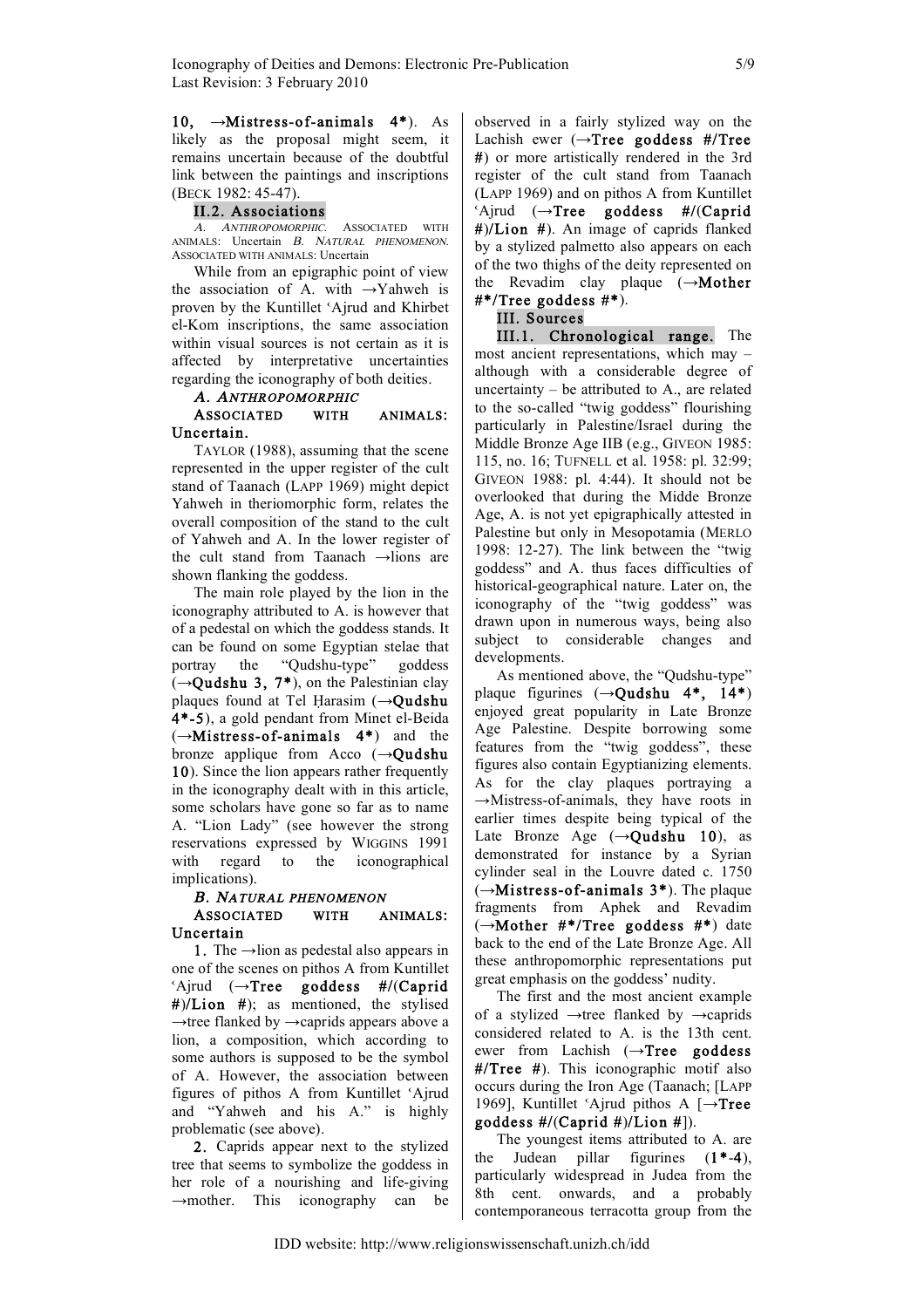**10**, →**Mistress-of-animals 4***). As likely as the proposal might seem, it remains uncertain because of the doubtful link between the paintings and inscriptions (BECK 1982: 45-47).

## II.2. Associations

*A. ANTHROPOMORPHIC.* ASSOCIATED WITH ANIMALS: Uncertain *B. NATURAL PHENOMENON.* ASSOCIATED WITH ANIMALS: Uncertain

While from an epigraphic point of view the association of A. with →Yahweh is proven by the Kuntillet ʿAjrud and Khirbet el-Kom inscriptions, the same association within visual sources is not certain as it is affected by interpretative uncertainties regarding the iconography of both deities.

### *A. ANTHROPOMORPHIC*

**ASSOCIATED WITH ANIMALS: Uncertain.**

TAYLOR (1988), assuming that the scene represented in the upper register of the cult stand of Taanach (LAPP 1969) might depict Yahweh in theriomorphic form, relates the overall composition of the stand to the cult of Yahweh and A. In the lower register of the cult stand from Taanach →lions are shown flanking the goddess.

The main role played by the lion in the iconography attributed to A. is however that of a pedestal on which the goddess stands. It can be found on some Egyptian stelae that portray the "Qudshu-type" goddess (→**Qudshu 3, 7***), on the Palestinian clay plaques found at Tel Ḥarasim (→**Qudshu 4*-5**), a gold pendant from Minet el-Beida (→**Mistress-of-animals 4***) and the bronze applique from Acco (→**Qudshu 10**). Since the lion appears rather frequently in the iconography dealt with in this article, some scholars have gone so far as to name A. "Lion Lady" (see however the strong reservations expressed by WIGGINS 1991 with regard to the iconographical implications).

### *B. NATURAL PHENOMENON*

**ASSOCIATED WITH ANIMALS: Uncertain**

**1.** The →lion as pedestal also appears in one of the scenes on pithos A from Kuntillet ʿAjrud (→**Tree goddess #**/(**Caprid #**)/**Lion #**); as mentioned, the stylised →tree flanked by →caprids appears above a lion, a composition, which according to some authors is supposed to be the symbol of A. However, the association between figures of pithos A from Kuntillet ʿAjrud and "Yahweh and his A." is highly problematic (see above).

**2.** Caprids appear next to the stylized tree that seems to symbolize the goddess in her role of a nourishing and life-giving →mother. This iconography can be observed in a fairly stylized way on the Lachish ewer (→**Tree goddess #**/**Tree #**) or more artistically rendered in the 3rd register of the cult stand from Taanach (LAPP 1969) and on pithos A from Kuntillet ʿAjrud (→**Tree goddess #**/(**Caprid #**)/**Lion #**). An image of caprids flanked by a stylized palmetto also appears on each of the two thighs of the deity represented on the Revadim clay plaque (→**Mother #***/**Tree goddess #***).

## III. Sources

**III.1. Chronological range.** The most ancient representations, which may – although with a considerable degree of uncertainty – be attributed to A., are related to the so-called "twig goddess" flourishing particularly in Palestine/Israel during the Middle Bronze Age IIB (e.g., GIVEON 1985: 115, no. 16; TUFNELL et al. 1958: pl. 32:99; GIVEON 1988: pl. 4:44). It should not be overlooked that during the Midde Bronze Age, A. is not yet epigraphically attested in Palestine but only in Mesopotamia (MERLO 1998: 12-27). The link between the "twig goddess" and A. thus faces difficulties of historical-geographical nature. Later on, the iconography of the "twig goddess" was drawn upon in numerous ways, being also subject to considerable changes and developments.

As mentioned above, the "Qudshu-type" plaque figurines (→**Qudshu 4*, 14***) enjoyed great popularity in Late Bronze Age Palestine. Despite borrowing some features from the "twig goddess", these figures also contain Egyptianizing elements. As for the clay plaques portraying a →Mistress-of-animals, they have roots in earlier times despite being typical of the Late Bronze Age (→**Qudshu 10**), as demonstrated for instance by a Syrian cylinder seal in the Louvre dated c. 1750 (→**Mistress-of-animals 3***). The plaque fragments from Aphek and Revadim (→**Mother #***/**Tree goddess #***) date back to the end of the Late Bronze Age. All these anthropomorphic representations put great emphasis on the goddess' nudity.

The first and the most ancient example of a stylized →tree flanked by →caprids considered related to A. is the 13th cent. ewer from Lachish (→**Tree goddess #**/**Tree #**). This iconographic motif also occurs during the Iron Age (Taanach; [LAPP 1969], Kuntillet ʿAjrud pithos A [→**Tree goddess #**/(**Caprid #**)/**Lion #**]).

The youngest items attributed to A. are the Judean pillar figurines (**1*-4**), particularly widespread in Judea from the 8th cent. onwards, and a probably contemporaneous terracotta group from the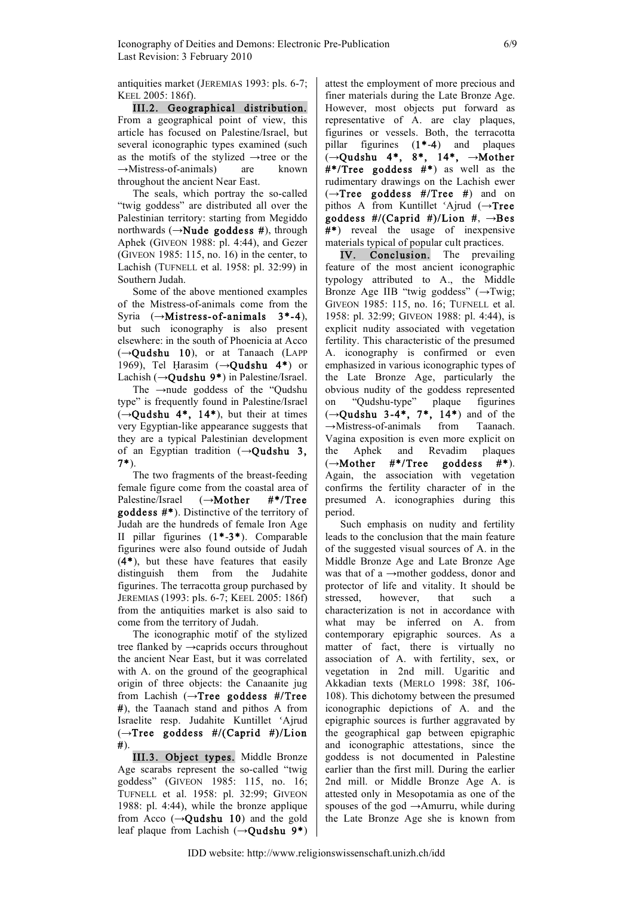antiquities market (JEREMIAS 1993: pls. 6-7; KEEL 2005: 186f).

**III.2. Geographical distribution.** From a geographical point of view, this article has focused on Palestine/Israel, but several iconographic types examined (such as the motifs of the stylized →tree or the →Mistress-of-animals) are known throughout the ancient Near East.

The seals, which portray the so-called "twig goddess" are distributed all over the Palestinian territory: starting from Megiddo northwards (→**Nude goddess #**), through Aphek (GIVEON 1988: pl. 4:44), and Gezer (GIVEON 1985: 115, no. 16) in the center, to Lachish (TUFNELL et al. 1958: pl. 32:99) in Southern Judah.

Some of the above mentioned examples of the Mistress-of-animals come from the Syria (→**Mistress-of-animals 3*-4**), but such iconography is also present elsewhere: in the south of Phoenicia at Acco (→**Qudshu 10**), or at Tanaach (LAPP 1969), Tel Ḥarasim (→**Qudshu 4***) or Lachish (→**Qudshu 9***) in Palestine/Israel.

The →nude goddess of the "Qudshu type" is frequently found in Palestine/Israel (→**Qudshu 4*, 14***), but their at times very Egyptian-like appearance suggests that they are a typical Palestinian development of an Egyptian tradition (→**Qudshu 3, 7***).

The two fragments of the breast-feeding female figure come from the coastal area of Palestine/Israel (→**Mother #*/Tree goddess #***). Distinctive of the territory of Judah are the hundreds of female Iron Age II pillar figurines (**1*-3***). Comparable figurines were also found outside of Judah (**4***), but these have features that easily distinguish them from the Judahite figurines. The terracotta group purchased by JEREMIAS (1993: pls. 6-7; KEEL 2005: 186f) from the antiquities market is also said to come from the territory of Judah.

The iconographic motif of the stylized tree flanked by →caprids occurs throughout the ancient Near East, but it was correlated with A. on the ground of the geographical origin of three objects: the Canaanite jug from Lachish (→**Tree goddess #/Tree #**), the Taanach stand and pithos A from Israelite resp. Judahite Kuntillet ʿAjrud (→**Tree goddess #/(Caprid #)/Lion #**).

**III.3. Object types.** Middle Bronze Age scarabs represent the so-called "twig goddess" (GIVEON 1985: 115, no. 16; TUFNELL et al. 1958: pl. 32:99; GIVEON 1988: pl. 4:44), while the bronze applique from Acco (→**Qudshu 10**) and the gold leaf plaque from Lachish (→**Qudshu 9***) attest the employment of more precious and finer materials during the Late Bronze Age. However, most objects put forward as representative of A. are clay plaques, figurines or vessels. Both, the terracotta pillar figurines (**1*-4**) and plaques (→**Qudshu 4*, 8*, 14*,** →**Mother #*/Tree goddess #***) as well as the rudimentary drawings on the Lachish ewer (→**Tree goddess #/Tree #**) and on pithos A from Kuntillet ʿAjrud (→**Tree goddess #/(Caprid #)/Lion #**, →**Bes #***) reveal the usage of inexpensive materials typical of popular cult practices.

**IV. Conclusion.** The prevailing feature of the most ancient iconographic typology attributed to A., the Middle Bronze Age IIB "twig goddess" (→Twig; GIVEON 1985: 115, no. 16; TUFNELL et al. 1958: pl. 32:99; GIVEON 1988: pl. 4:44), is explicit nudity associated with vegetation fertility. This characteristic of the presumed A. iconography is confirmed or even emphasized in various iconographic types of the Late Bronze Age, particularly the obvious nudity of the goddess represented on "Qudshu-type" plaque figurines (→**Qudshu 3-4*, 7*, 14***) and of the →Mistress-of-animals from Taanach. Vagina exposition is even more explicit on the Aphek and Revadim plaques (→**Mother #*/Tree goddess #***). Again, the association with vegetation confirms the fertility character of in the presumed A. iconographies during this period.

Such emphasis on nudity and fertility leads to the conclusion that the main feature of the suggested visual sources of A. in the Middle Bronze Age and Late Bronze Age was that of a →mother goddess, donor and protector of life and vitality. It should be stressed, however, that such a characterization is not in accordance with what may be inferred on A. from contemporary epigraphic sources. As a matter of fact, there is virtually no association of A. with fertility, sex, or vegetation in 2nd mill. Ugaritic and Akkadian texts (MERLO 1998: 38f, 106-108). This dichotomy between the presumed iconographic depictions of A. and the epigraphic sources is further aggravated by the geographical gap between epigraphic and iconographic attestations, since the goddess is not documented in Palestine earlier than the first mill. During the earlier 2nd mill. or Middle Bronze Age A. is attested only in Mesopotamia as one of the spouses of the god →Amurru, while during the Late Bronze Age she is known from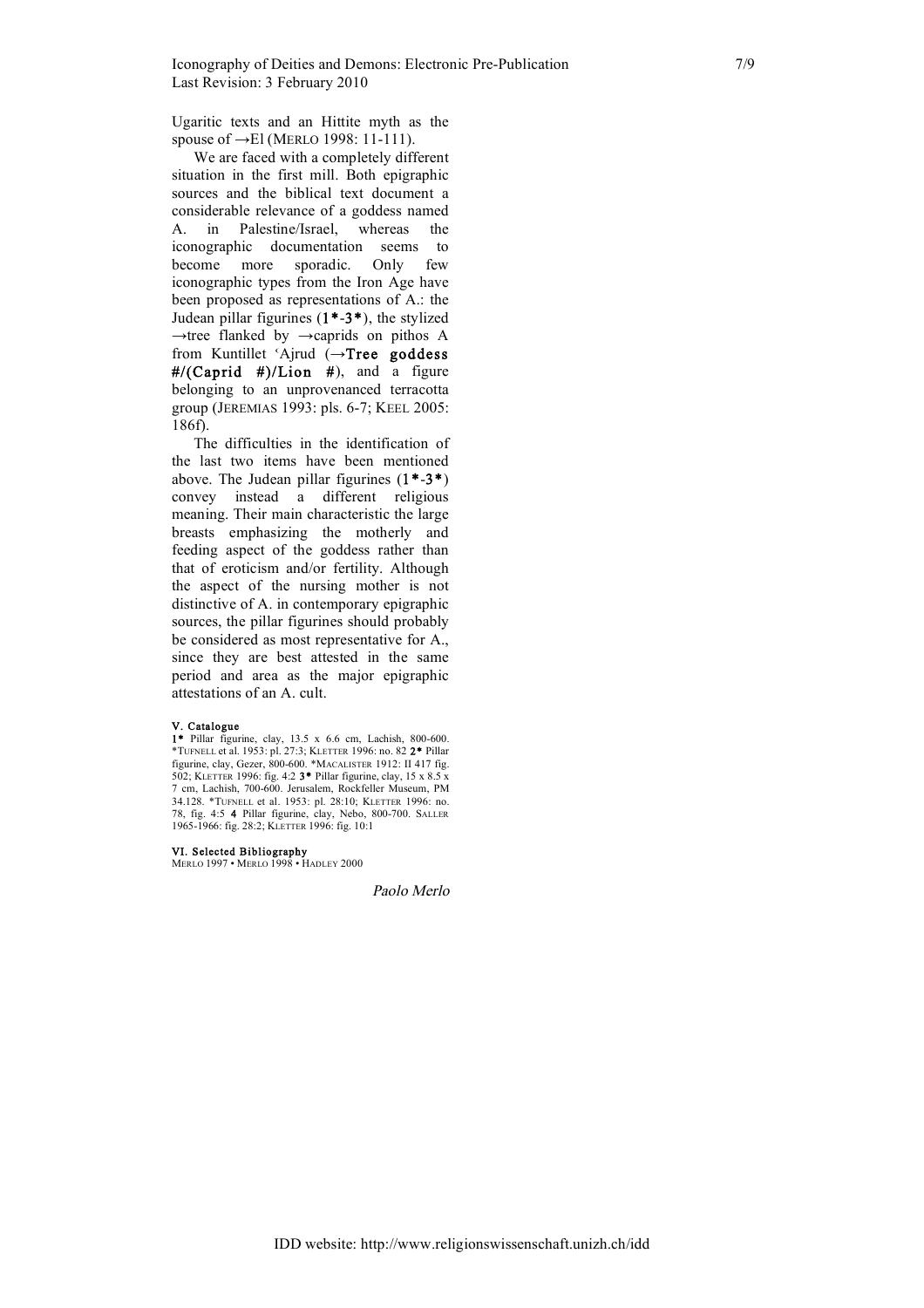Ugaritic texts and an Hittite myth as the spouse of →El (MERLO 1998: 11-111).

We are faced with a completely different situation in the first mill. Both epigraphic sources and the biblical text document a considerable relevance of a goddess named A. in Palestine/Israel, whereas the iconographic documentation seems to become more sporadic. Only few iconographic types from the Iron Age have been proposed as representations of A.: the Judean pillar figurines (**1*-3***), the stylized →tree flanked by →caprids on pithos A from Kuntillet ʿAjrud (→**Tree goddess #/(Caprid #)/Lion #**), and a figure belonging to an unprovenanced terracotta group (JEREMIAS 1993: pls. 6-7; KEEL 2005: 186f).

The difficulties in the identification of the last two items have been mentioned above. The Judean pillar figurines (**1*-3***) convey instead a different religious meaning. Their main characteristic the large breasts emphasizing the motherly and feeding aspect of the goddess rather than that of eroticism and/or fertility. Although the aspect of the nursing mother is not distinctive of A. in contemporary epigraphic sources, the pillar figurines should probably be considered as most representative for A., since they are best attested in the same period and area as the major epigraphic attestations of an A. cult.

#### V. Catalogue

**1*** Pillar figurine, clay, 13.5 x 6.6 cm, Lachish, 800-600. *TUFNELL et al. 1953: pl. 27:3; KLETTER 1996: no. 82 **2*** Pillar figurine, clay, Gezer, 800-600. *MACALISTER 1912: II 417 fig. 502; KLETTER 1996: fig. 4:2 **3*** Pillar figurine, clay, 15 x 8.5 x 7 cm, Lachish, 700-600. Jerusalem, Rockfeller Museum, PM 34.128. *TUFNELL et al. 1953: pl. 28:10; KLETTER 1996: no. 78, fig. 4:5 **4** Pillar figurine, clay, Nebo, 800-700. SALLER 1965-1966: fig. 28:2; KLETTER 1996: fig. 10:1

#### VI. Selected Bibliography

MERLO 1997 • MERLO 1998 • HADLEY 2000

*Paolo Merlo*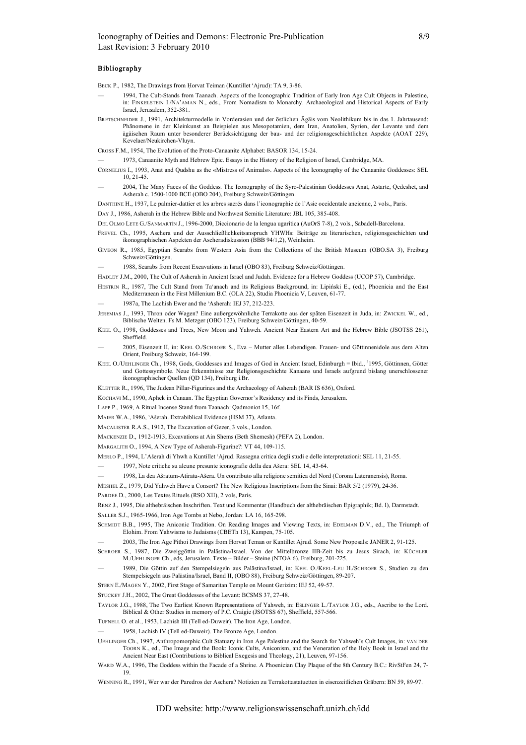## Bibliography

BECK P., 1982, The Drawings from Ḥorvat Teiman (Kuntillet ʿAjrud): TA 9, 3-86.

— 1994, The Cult-Stands from Taanach. Aspects of the Iconographic Tradition of Early Iron Age Cult Objects in Palestine, in: FINKELSTEIN I./NAʾAMAN N., eds., From Nomadism to Monarchy. Archaeological and Historical Aspects of Early Israel, Jerusalem, 352-381.

BRETSCHNEIDER J., 1991, Architekturmodelle in Vorderasien und der östlichen Ägäis vom Neolithikum bis in das 1. Jahrtausend: Phänomene in der Kleinkunst an Beispielen aus Mesopotamien, dem Iran, Anatolien, Syrien, der Levante und dem ägäischen Raum unter besonderer Berücksichtigung der bau- und der religionsgeschichtlichen Aspekte (AOAT 229), Kevelaer/Neukirchen-Vluyn.

CROSS F.M., 1954, The Evolution of the Proto-Canaanite Alphabet: BASOR 134, 15-24.

— 1973, Canaanite Myth and Hebrew Epic. Essays in the History of the Religion of Israel, Cambridge, MA.

CORNELIUS I., 1993, Anat and Qudshu as the «Mistress of Animals». Aspects of the Iconography of the Canaanite Goddesses: SEL 10, 21-45.

— 2004, The Many Faces of the Goddess. The Iconography of the Syro-Palestinian Goddesses Anat, Astarte, Qedeshet, and Asherah c. 1500-1000 BCE (OBO 204), Freiburg Schweiz/Göttingen.

DANTHINE H., 1937, Le palmier-dattier et les arbres sacrés dans l'iconographie de l'Asie occidentale ancienne, 2 vols., Paris.

DAY J., 1986, Asherah in the Hebrew Bible and Northwest Semitic Literature: JBL 105, 385-408.

DEL OLMO LETE G./SANMARTÍN J., 1996-2000, Diccionario de la lengua ugarítica (AuOrS 7-8), 2 vols., Sabadell-Barcelona.

FREVEL Ch., 1995, Aschera und der Ausschließlichkeitsanspruch YHWHs: Beiträge zu literarischen, religionsgeschichten und ikonographischen Aspekten der Ascheradiskussion (BBB 94/1,2), Weinheim.

GIVEON R., 1985, Egyptian Scarabs from Western Asia from the Collections of the British Museum (OBO.SA 3), Freiburg Schweiz/Göttingen.

— 1988, Scarabs from Recent Excavations in Israel (OBO 83), Freiburg Schweiz/Göttingen.

HADLEY J.M., 2000, The Cult of Asherah in Ancient Israel and Judah. Evidence for a Hebrew Goddess (UCOP 57), Cambridge.

HESTRIN R., 1987, The Cult Stand from Taʿanach and its Religious Background, in: Lipiński E., (ed.), Phoenicia and the East Mediterranean in the First Millenium B.C. (OLA 22), Studia Phoenicia V, Leuven, 61-77.

— 1987a, The Lachish Ewer and the ʾAsherah: IEJ 37, 212-223.

JEREMIAS J., 1993, Thron oder Wagen? Eine außergewöhnliche Terrakotte aus der späten Eisenzeit in Juda, in: ZWICKEL W., ed., Biblische Welten. Fs M. Metzger (OBO 123), Freiburg Schweiz/Göttingen, 40-59.

KEEL O., 1998, Goddesses and Trees, New Moon and Yahweh. Ancient Near Eastern Art and the Hebrew Bible (JSOTSS 261), Sheffield.

— 2005, Eisenzeit II, in: KEEL O./SCHROER S., Eva – Mutter alles Lebendigen. Frauen- und Göttinnenidole aus dem Alten Orient, Freiburg Schweiz, 164-199.

KEEL O./UEHLINGER Ch., 1998, Gods, Goddesses and Images of God in Ancient Israel, Edinburgh = Ibid., [3]1995, Göttinnen, Götter und Gottessymbole. Neue Erkenntnisse zur Religionsgeschichte Kanaans und Israels aufgrund bislang unerschlossener ikonographischer Quellen (QD 134), Freiburg i.Br.

KLETTER R., 1996, The Judean Pillar-Figurines and the Archaeology of Asherah (BAR IS 636), Oxford.

KOCHAVI M., 1990, Aphek in Canaan. The Egyptian Governor's Residency and its Finds, Jerusalem.

LAPP P., 1969, A Ritual Incense Stand from Taanach: Qadmoniot 15, 16f.

MAIER W.A., 1986, ʾAšerah. Extrabiblical Evidence (HSM 37), Atlanta.

MACALISTER R.A.S., 1912, The Excavation of Gezer, 3 vols., London.

MACKENZIE D., 1912-1913, Excavations at Ain Shems (Beth Shemesh) (PEFA 2), London.

MARGALITH O., 1994, A New Type of Asherah-Figurine?: VT 44, 109-115.

MERLO P., 1994, L'Ašerah di Yhwh a Kuntillet ʿAjrud. Rassegna critica degli studi e delle interpretazioni: SEL 11, 21-55.

— 1997, Note critiche su alcune presunte iconografie della dea Ašera: SEL 14, 43-64.

— 1998, La dea Ašratum-Aṯiratu-Ašera. Un contributo alla religione semitica del Nord (Corona Lateranensis), Roma.

MESHEL Z., 1979, Did Yahweh Have a Consort? The New Religious Inscriptions from the Sinai: BAR 5/2 (1979), 24-36.

PARDEE D., 2000, Les Textes Rituels (RSO XII), 2 vols, Paris.

RENZ J., 1995, Die althebräischen Inschriften. Text und Kommentar (Handbuch der althebräischen Epigraphik; Bd. I), Darmstadt.

SALLER S.J., 1965-1966, Iron Age Tombs at Nebo, Jordan: LA 16, 165-298.

SCHMIDT B.B., 1995, The Aniconic Tradition. On Reading Images and Viewing Texts, in: EDELMAN D.V., ed., The Triumph of Elohim. From Yahwisms to Judaisms (CBETh 13), Kampen, 75-105.

— 2003, The Iron Age Pithoi Drawings from Horvat Teman or Kuntillet Ajrud. Some New Proposals: JANER 2, 91-125.

SCHROER S., 1987, Die Zweiggöttin in Palästina/Israel. Von der Mittelbronze IIB-Zeit bis zu Jesus Sirach, in: KÜCHLER M./UEHLINGER Ch., eds, Jerusalem. Texte – Bilder – Steine (NTOA 6), Freiburg, 201-225.

— 1989, Die Göttin auf den Stempelsiegeln aus Palästina/Israel, in: KEEL O./KEEL-LEU H./SCHROER S., Studien zu den Stempelsiegeln aus Palästina/Israel, Band II, (OBO 88), Freiburg Schweiz/Göttingen, 89-207.

STERN E./MAGEN Y., 2002, First Stage of Samaritan Temple on Mount Gerizim: IEJ 52, 49-57.

STUCKEY J.H., 2002, The Great Goddesses of the Levant: BCSMS 37, 27-48.

TAYLOR J.G., 1988, The Two Earliest Known Representations of Yahweh, in: ESLINGER L./TAYLOR J.G., eds., Ascribe to the Lord. Biblical & Other Studies in memory of P.C. Craigie (JSOTSS 67), Sheffield, 557-566.

TUFNELL O. et al., 1953, Lachish III (Tell ed-Duweir). The Iron Age, London.

— 1958, Lachish IV (Tell ed-Duweir). The Bronze Age, London.

UEHLINGER Ch., 1997, Anthropomorphic Cult Statuary in Iron Age Palestine and the Search for Yahweh's Cult Images, in: VAN DER TOORN K., ed., The Image and the Book: Iconic Cults, Aniconism, and the Veneration of the Holy Book in Israel and the Ancient Near East (Contributions to Biblical Exegesis and Theology, 21), Leuven, 97-156.

WARD W.A., 1996, The Goddess within the Facade of a Shrine. A Phoenician Clay Plaque of the 8th Century B.C.: RivStFen 24, 7-19.

WENNING R., 1991, Wer war der Paredros der Aschera? Notizien zu Terrakottastatuetten in eisenzeitlichen Gräbern: BN 59, 89-97.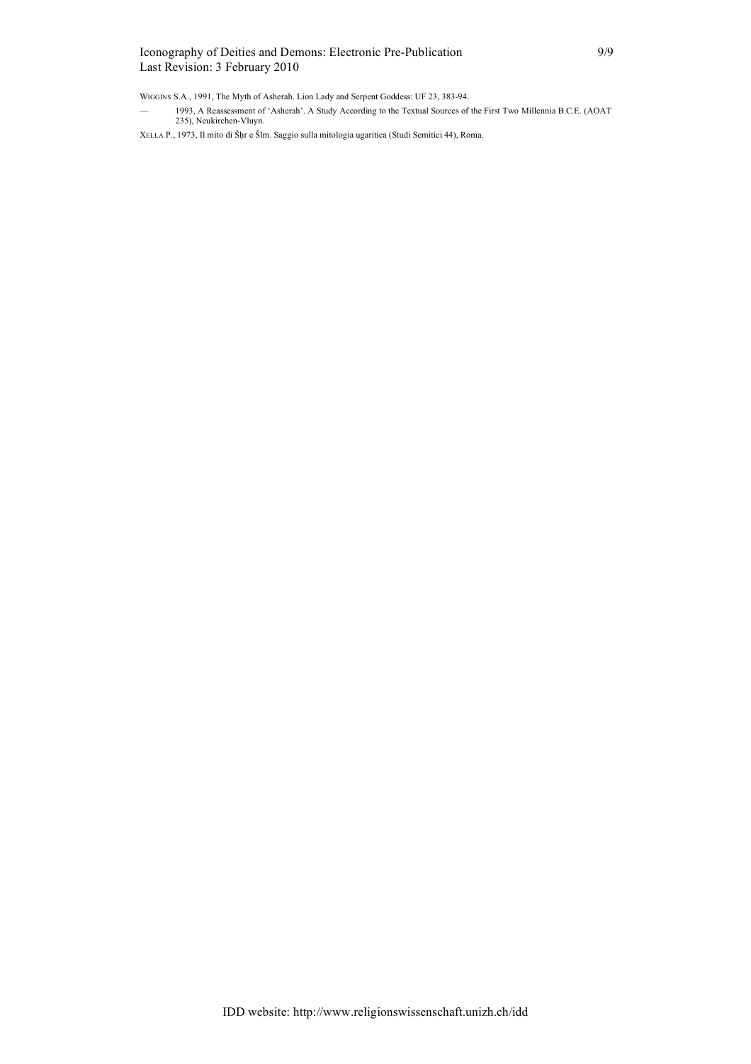WIGGINS S.A., 1991, The Myth of Asherah. Lion Lady and Serpent Goddess: UF 23, 383-94.

— 1993, A Reassessment of 'Asherah'. A Study According to the Textual Sources of the First Two Millennia B.C.E. (AOAT 235), Neukirchen-Vluyn.

XELLA P., 1973, Il mito di Šḥr e Šlm. Saggio sulla mitologia ugaritica (Studi Semitici 44), Roma.